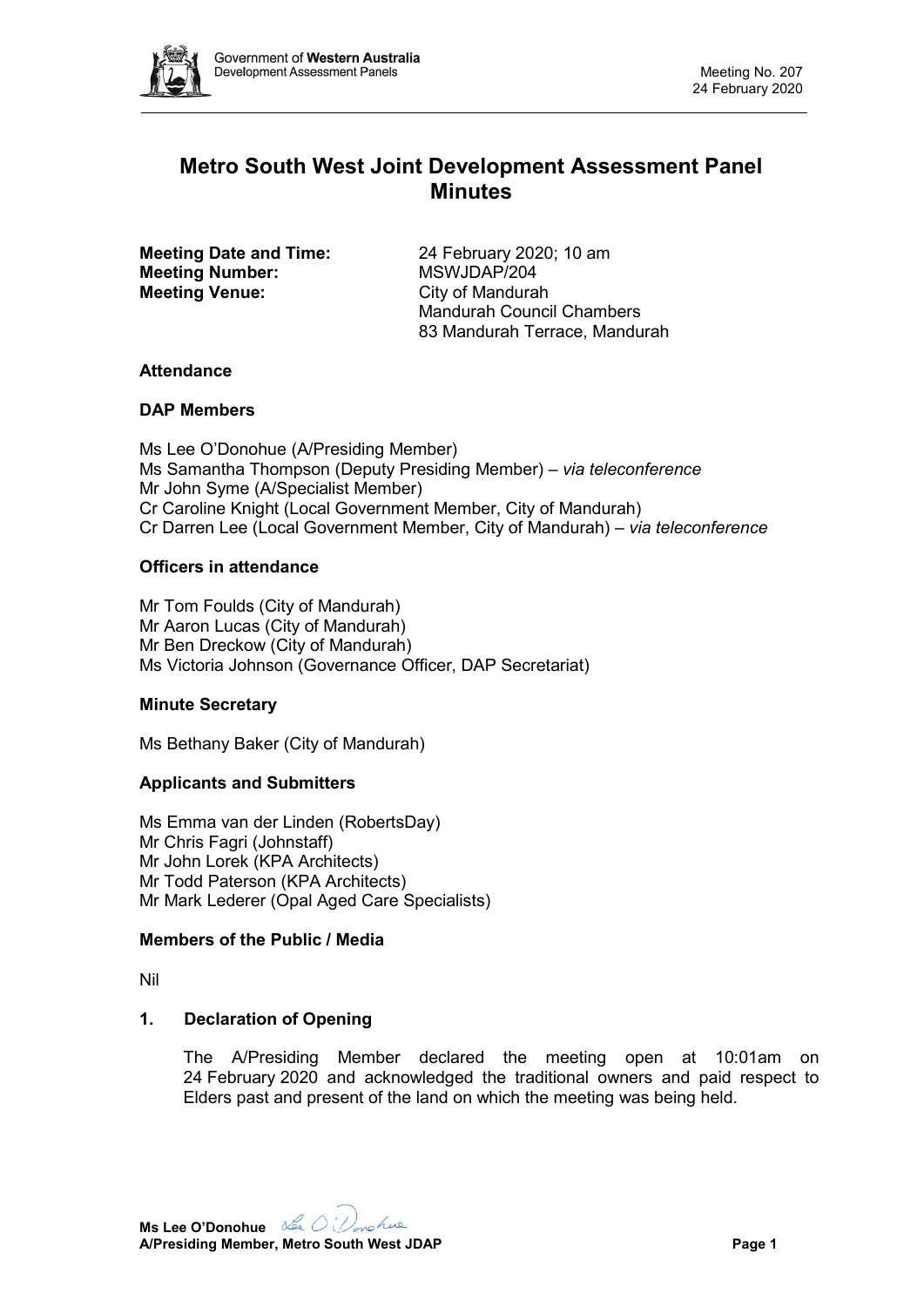# Metro South West Joint Development Assessment Panel Minutes

**Meeting Date and Time:** 24 February 2020; 10 am
**Meeting Number:** MSWJDAP/204
**Meeting Venue:** City of Mandurah
Mandurah Council Chambers
83 Mandurah Terrace, Mandurah

### Attendance

### DAP Members

Ms Lee O'Donohue (A/Presiding Member)
Ms Samantha Thompson (Deputy Presiding Member) – *via teleconference*
Mr John Syme (A/Specialist Member)
Cr Caroline Knight (Local Government Member, City of Mandurah)
Cr Darren Lee (Local Government Member, City of Mandurah) – *via teleconference*

### Officers in attendance

Mr Tom Foulds (City of Mandurah)
Mr Aaron Lucas (City of Mandurah)
Mr Ben Dreckow (City of Mandurah)
Ms Victoria Johnson (Governance Officer, DAP Secretariat)

### Minute Secretary

Ms Bethany Baker (City of Mandurah)

### Applicants and Submitters

Ms Emma van der Linden (RobertsDay)
Mr Chris Fagri (Johnstaff)
Mr John Lorek (KPA Architects)
Mr Todd Paterson (KPA Architects)
Mr Mark Lederer (Opal Aged Care Specialists)

### Members of the Public / Media

Nil

### 1. Declaration of Opening

The A/Presiding Member declared the meeting open at 10:01am on 24 February 2020 and acknowledged the traditional owners and paid respect to Elders past and present of the land on which the meeting was being held.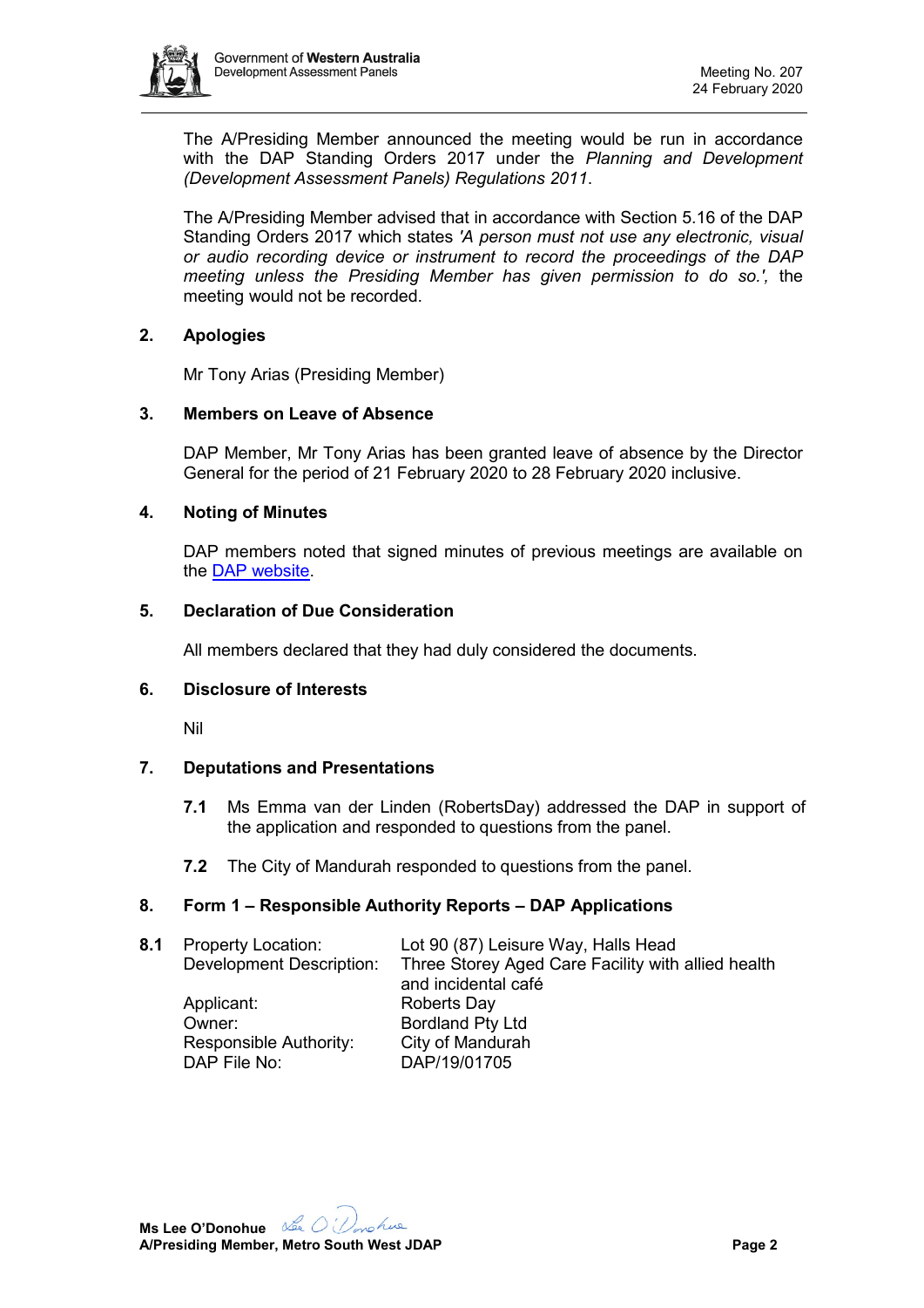The A/Presiding Member announced the meeting would be run in accordance with the DAP Standing Orders 2017 under the *Planning and Development (Development Assessment Panels) Regulations 2011*.

The A/Presiding Member advised that in accordance with Section 5.16 of the DAP Standing Orders 2017 which states *'A person must not use any electronic, visual or audio recording device or instrument to record the proceedings of the DAP meeting unless the Presiding Member has given permission to do so.',* the meeting would not be recorded.

## 2. Apologies

Mr Tony Arias (Presiding Member)

## 3. Members on Leave of Absence

DAP Member, Mr Tony Arias has been granted leave of absence by the Director General for the period of 21 February 2020 to 28 February 2020 inclusive.

## 4. Noting of Minutes

DAP members noted that signed minutes of previous meetings are available on the DAP website.

## 5. Declaration of Due Consideration

All members declared that they had duly considered the documents.

## 6. Disclosure of Interests

Nil

## 7. Deputations and Presentations

**7.1** Ms Emma van der Linden (RobertsDay) addressed the DAP in support of the application and responded to questions from the panel.

**7.2** The City of Mandurah responded to questions from the panel.

## 8. Form 1 – Responsible Authority Reports – DAP Applications

**8.1**

| | |
|---|---|
| Property Location: | Lot 90 (87) Leisure Way, Halls Head |
| Development Description: | Three Storey Aged Care Facility with allied health and incidental café |
| Applicant: | Roberts Day |
| Owner: | Bordland Pty Ltd |
| Responsible Authority: | City of Mandurah |
| DAP File No: | DAP/19/01705 |

**Ms Lee O'Donohue**
**A/Presiding Member, Metro South West JDAP**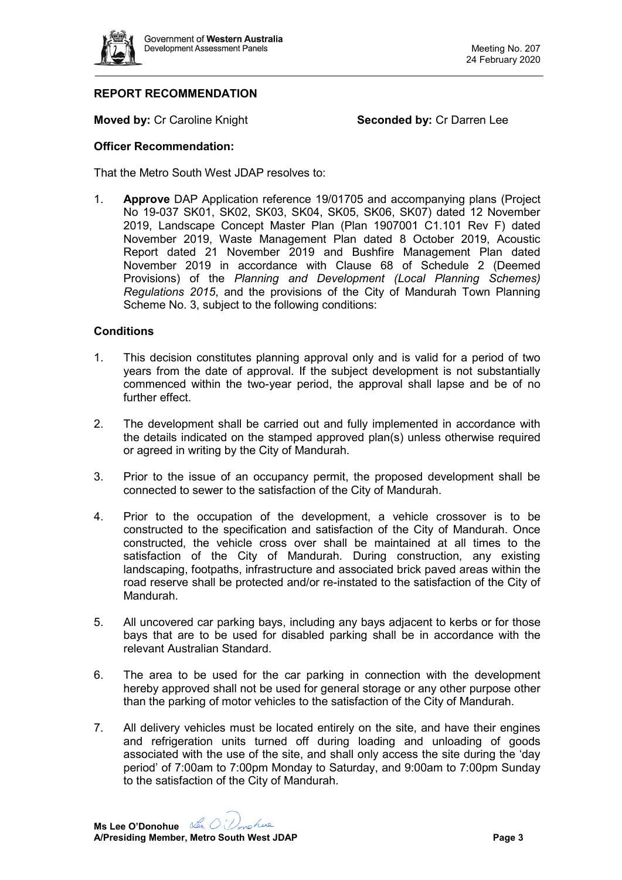## REPORT RECOMMENDATION

**Moved by:** Cr Caroline Knight **Seconded by:** Cr Darren Lee

**Officer Recommendation:**

That the Metro South West JDAP resolves to:

1. **Approve** DAP Application reference 19/01705 and accompanying plans (Project No 19-037 SK01, SK02, SK03, SK04, SK05, SK06, SK07) dated 12 November 2019, Landscape Concept Master Plan (Plan 1907001 C1.101 Rev F) dated November 2019, Waste Management Plan dated 8 October 2019, Acoustic Report dated 21 November 2019 and Bushfire Management Plan dated November 2019 in accordance with Clause 68 of Schedule 2 (Deemed Provisions) of the *Planning and Development (Local Planning Schemes) Regulations 2015*, and the provisions of the City of Mandurah Town Planning Scheme No. 3, subject to the following conditions:

**Conditions**

1. This decision constitutes planning approval only and is valid for a period of two years from the date of approval. If the subject development is not substantially commenced within the two-year period, the approval shall lapse and be of no further effect.
2. The development shall be carried out and fully implemented in accordance with the details indicated on the stamped approved plan(s) unless otherwise required or agreed in writing by the City of Mandurah.
3. Prior to the issue of an occupancy permit, the proposed development shall be connected to sewer to the satisfaction of the City of Mandurah.
4. Prior to the occupation of the development, a vehicle crossover is to be constructed to the specification and satisfaction of the City of Mandurah. Once constructed, the vehicle cross over shall be maintained at all times to the satisfaction of the City of Mandurah. During construction, any existing landscaping, footpaths, infrastructure and associated brick paved areas within the road reserve shall be protected and/or re-instated to the satisfaction of the City of Mandurah.
5. All uncovered car parking bays, including any bays adjacent to kerbs or for those bays that are to be used for disabled parking shall be in accordance with the relevant Australian Standard.
6. The area to be used for the car parking in connection with the development hereby approved shall not be used for general storage or any other purpose other than the parking of motor vehicles to the satisfaction of the City of Mandurah.
7. All delivery vehicles must be located entirely on the site, and have their engines and refrigeration units turned off during loading and unloading of goods associated with the use of the site, and shall only access the site during the 'day period' of 7:00am to 7:00pm Monday to Saturday, and 9:00am to 7:00pm Sunday to the satisfaction of the City of Mandurah.

**Ms Lee O'Donohue**
**A/Presiding Member, Metro South West JDAP**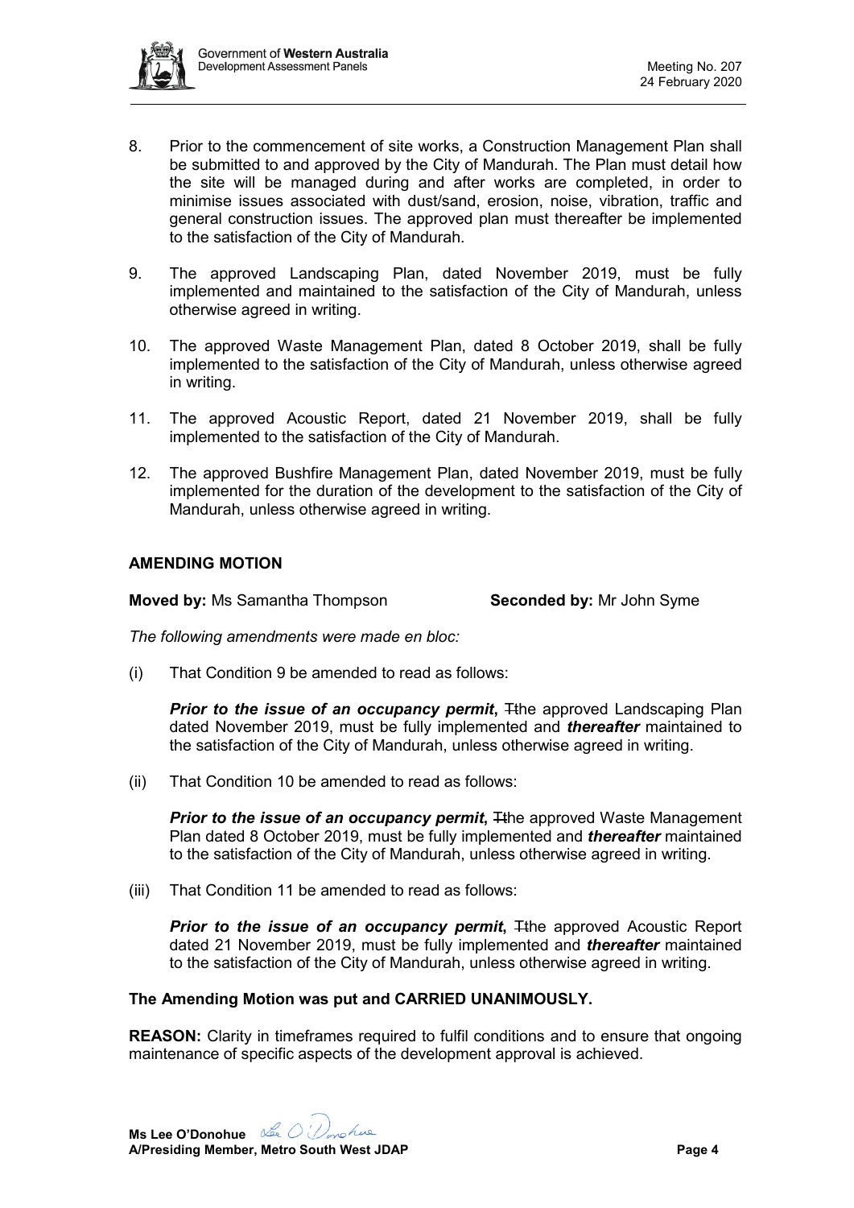8. Prior to the commencement of site works, a Construction Management Plan shall be submitted to and approved by the City of Mandurah. The Plan must detail how the site will be managed during and after works are completed, in order to minimise issues associated with dust/sand, erosion, noise, vibration, traffic and general construction issues. The approved plan must thereafter be implemented to the satisfaction of the City of Mandurah.

9. The approved Landscaping Plan, dated November 2019, must be fully implemented and maintained to the satisfaction of the City of Mandurah, unless otherwise agreed in writing.

10. The approved Waste Management Plan, dated 8 October 2019, shall be fully implemented to the satisfaction of the City of Mandurah, unless otherwise agreed in writing.

11. The approved Acoustic Report, dated 21 November 2019, shall be fully implemented to the satisfaction of the City of Mandurah.

12. The approved Bushfire Management Plan, dated November 2019, must be fully implemented for the duration of the development to the satisfaction of the City of Mandurah, unless otherwise agreed in writing.

**AMENDING MOTION**

**Moved by:** Ms Samantha Thompson **Seconded by:** Mr John Syme

*The following amendments were made en bloc:*

(i) That Condition 9 be amended to read as follows:

***Prior to the issue of an occupancy permit***, ~~T~~the approved Landscaping Plan dated November 2019, must be fully implemented and ***thereafter*** maintained to the satisfaction of the City of Mandurah, unless otherwise agreed in writing.

(ii) That Condition 10 be amended to read as follows:

***Prior to the issue of an occupancy permit***, ~~T~~the approved Waste Management Plan dated 8 October 2019, must be fully implemented and ***thereafter*** maintained to the satisfaction of the City of Mandurah, unless otherwise agreed in writing.

(iii) That Condition 11 be amended to read as follows:

***Prior to the issue of an occupancy permit***, ~~T~~the approved Acoustic Report dated 21 November 2019, must be fully implemented and ***thereafter*** maintained to the satisfaction of the City of Mandurah, unless otherwise agreed in writing.

**The Amending Motion was put and CARRIED UNANIMOUSLY.**

**REASON:** Clarity in timeframes required to fulfil conditions and to ensure that ongoing maintenance of specific aspects of the development approval is achieved.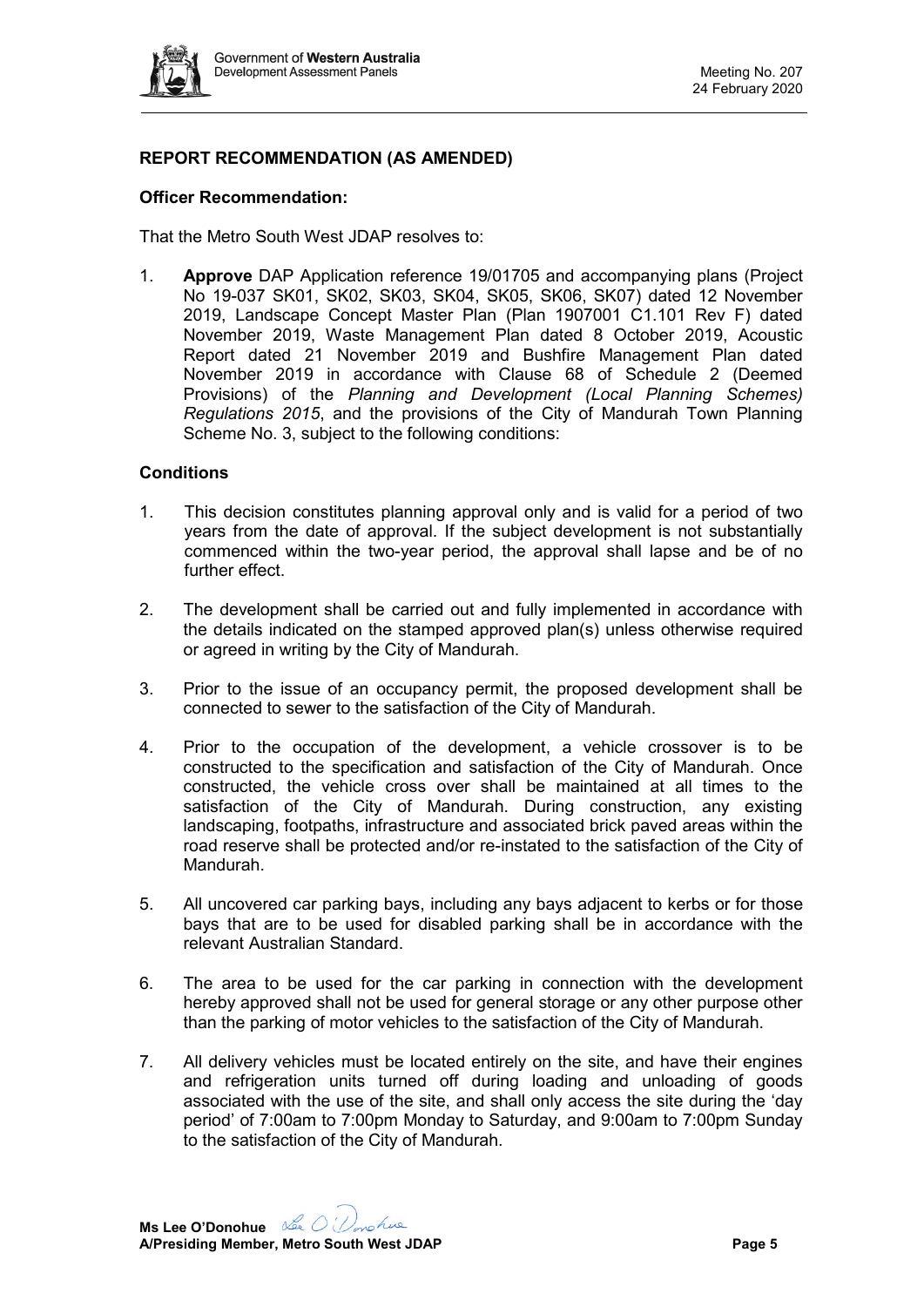## REPORT RECOMMENDATION (AS AMENDED)

**Officer Recommendation:**

That the Metro South West JDAP resolves to:

1. **Approve** DAP Application reference 19/01705 and accompanying plans (Project No 19-037 SK01, SK02, SK03, SK04, SK05, SK06, SK07) dated 12 November 2019, Landscape Concept Master Plan (Plan 1907001 C1.101 Rev F) dated November 2019, Waste Management Plan dated 8 October 2019, Acoustic Report dated 21 November 2019 and Bushfire Management Plan dated November 2019 in accordance with Clause 68 of Schedule 2 (Deemed Provisions) of the *Planning and Development (Local Planning Schemes) Regulations 2015*, and the provisions of the City of Mandurah Town Planning Scheme No. 3, subject to the following conditions:

**Conditions**

1. This decision constitutes planning approval only and is valid for a period of two years from the date of approval. If the subject development is not substantially commenced within the two-year period, the approval shall lapse and be of no further effect.

2. The development shall be carried out and fully implemented in accordance with the details indicated on the stamped approved plan(s) unless otherwise required or agreed in writing by the City of Mandurah.

3. Prior to the issue of an occupancy permit, the proposed development shall be connected to sewer to the satisfaction of the City of Mandurah.

4. Prior to the occupation of the development, a vehicle crossover is to be constructed to the specification and satisfaction of the City of Mandurah. Once constructed, the vehicle cross over shall be maintained at all times to the satisfaction of the City of Mandurah. During construction, any existing landscaping, footpaths, infrastructure and associated brick paved areas within the road reserve shall be protected and/or re-instated to the satisfaction of the City of Mandurah.

5. All uncovered car parking bays, including any bays adjacent to kerbs or for those bays that are to be used for disabled parking shall be in accordance with the relevant Australian Standard.

6. The area to be used for the car parking in connection with the development hereby approved shall not be used for general storage or any other purpose other than the parking of motor vehicles to the satisfaction of the City of Mandurah.

7. All delivery vehicles must be located entirely on the site, and have their engines and refrigeration units turned off during loading and unloading of goods associated with the use of the site, and shall only access the site during the 'day period' of 7:00am to 7:00pm Monday to Saturday, and 9:00am to 7:00pm Sunday to the satisfaction of the City of Mandurah.

**Ms Lee O'Donohue**
**A/Presiding Member, Metro South West JDAP**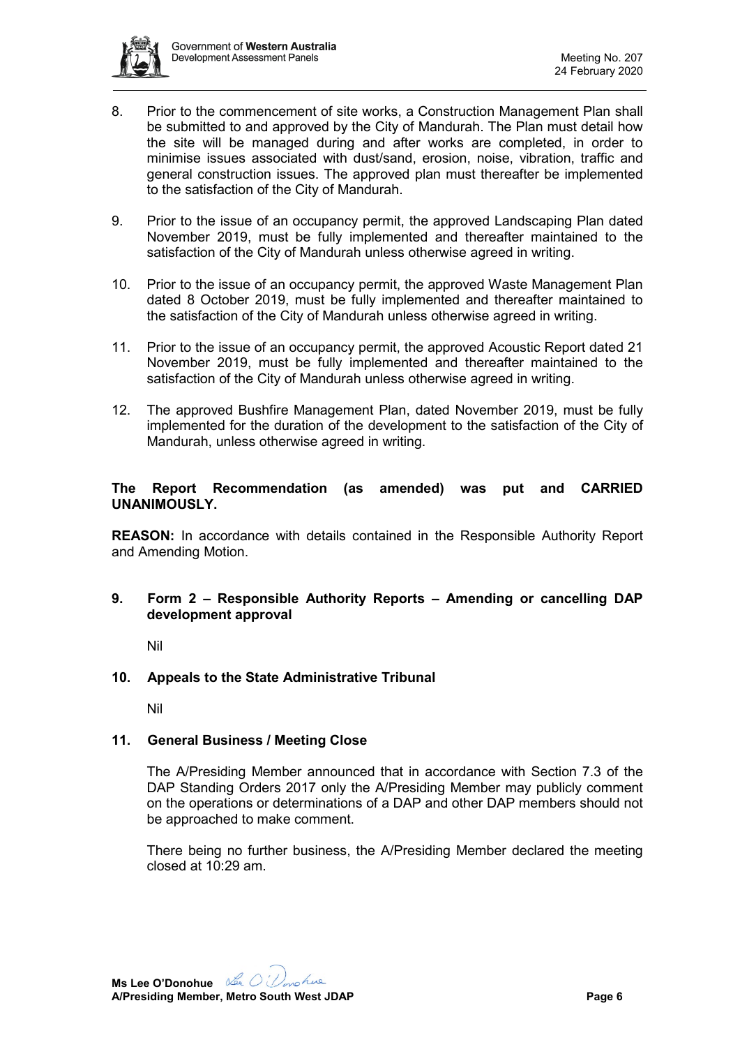8. Prior to the commencement of site works, a Construction Management Plan shall be submitted to and approved by the City of Mandurah. The Plan must detail how the site will be managed during and after works are completed, in order to minimise issues associated with dust/sand, erosion, noise, vibration, traffic and general construction issues. The approved plan must thereafter be implemented to the satisfaction of the City of Mandurah.

9. Prior to the issue of an occupancy permit, the approved Landscaping Plan dated November 2019, must be fully implemented and thereafter maintained to the satisfaction of the City of Mandurah unless otherwise agreed in writing.

10. Prior to the issue of an occupancy permit, the approved Waste Management Plan dated 8 October 2019, must be fully implemented and thereafter maintained to the satisfaction of the City of Mandurah unless otherwise agreed in writing.

11. Prior to the issue of an occupancy permit, the approved Acoustic Report dated 21 November 2019, must be fully implemented and thereafter maintained to the satisfaction of the City of Mandurah unless otherwise agreed in writing.

12. The approved Bushfire Management Plan, dated November 2019, must be fully implemented for the duration of the development to the satisfaction of the City of Mandurah, unless otherwise agreed in writing.

**The Report Recommendation (as amended) was put and CARRIED UNANIMOUSLY.**

**REASON:** In accordance with details contained in the Responsible Authority Report and Amending Motion.

## 9. Form 2 – Responsible Authority Reports – Amending or cancelling DAP development approval

Nil

## 10. Appeals to the State Administrative Tribunal

Nil

## 11. General Business / Meeting Close

The A/Presiding Member announced that in accordance with Section 7.3 of the DAP Standing Orders 2017 only the A/Presiding Member may publicly comment on the operations or determinations of a DAP and other DAP members should not be approached to make comment.

There being no further business, the A/Presiding Member declared the meeting closed at 10:29 am.

**Ms Lee O'Donohue**
**A/Presiding Member, Metro South West JDAP**